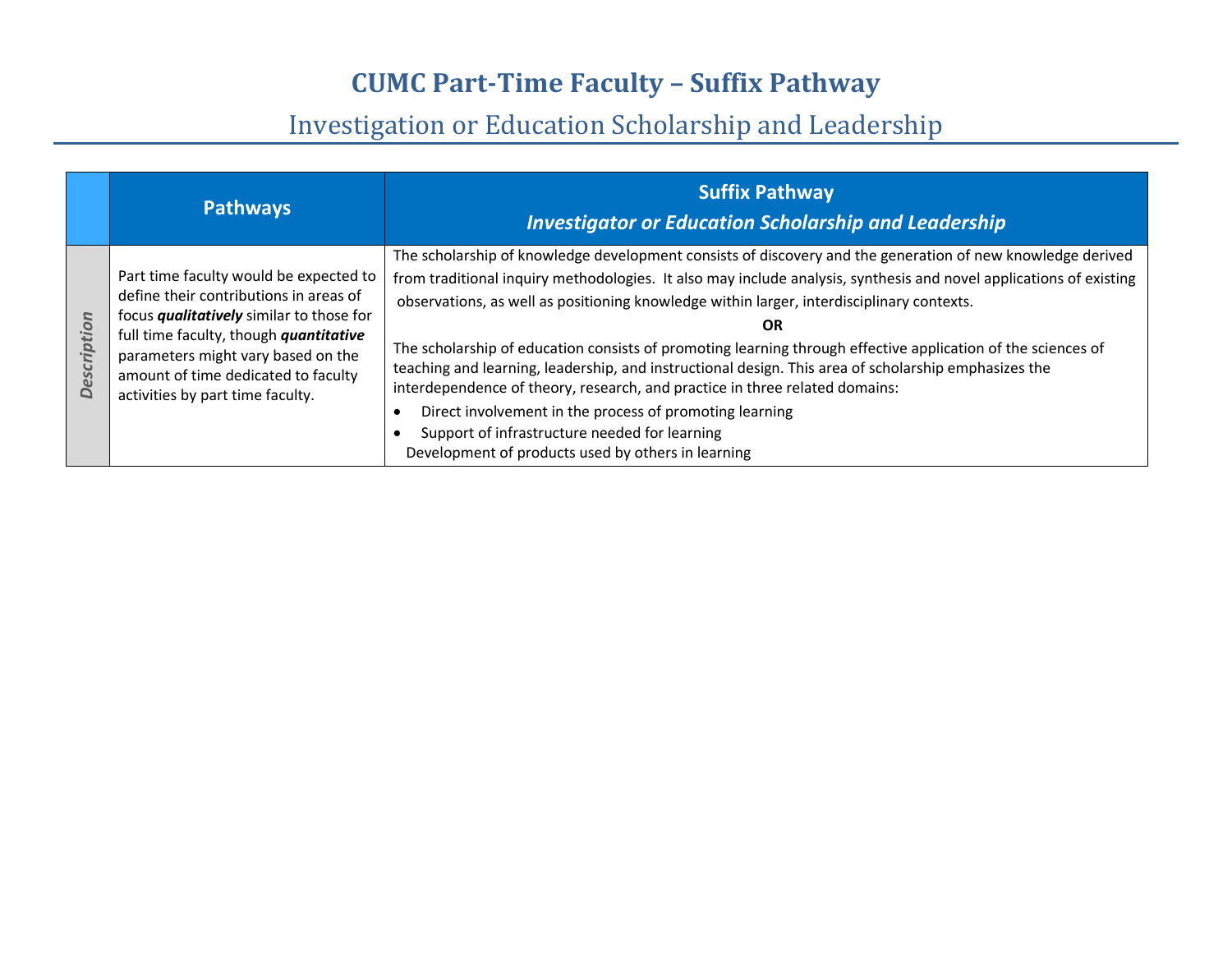# CUMC Part-Time Faculty – Suffix Pathway

## Investigation or Education Scholarship and Leadership

| | Pathways | Suffix Pathway<br>*Investigator or Education Scholarship and Leadership* |
|---|---|---|
| *Description* | Part time faculty would be expected to define their contributions in areas of focus ***qualitatively*** similar to those for full time faculty, though ***quantitative*** parameters might vary based on the amount of time dedicated to faculty activities by part time faculty. | The scholarship of knowledge development consists of discovery and the generation of new knowledge derived from traditional inquiry methodologies. It also may include analysis, synthesis and novel applications of existing observations, as well as positioning knowledge within larger, interdisciplinary contexts.<br>**OR**<br>The scholarship of education consists of promoting learning through effective application of the sciences of teaching and learning, leadership, and instructional design. This area of scholarship emphasizes the interdependence of theory, research, and practice in three related domains:<br>• Direct involvement in the process of promoting learning<br>• Support of infrastructure needed for learning<br>Development of products used by others in learning |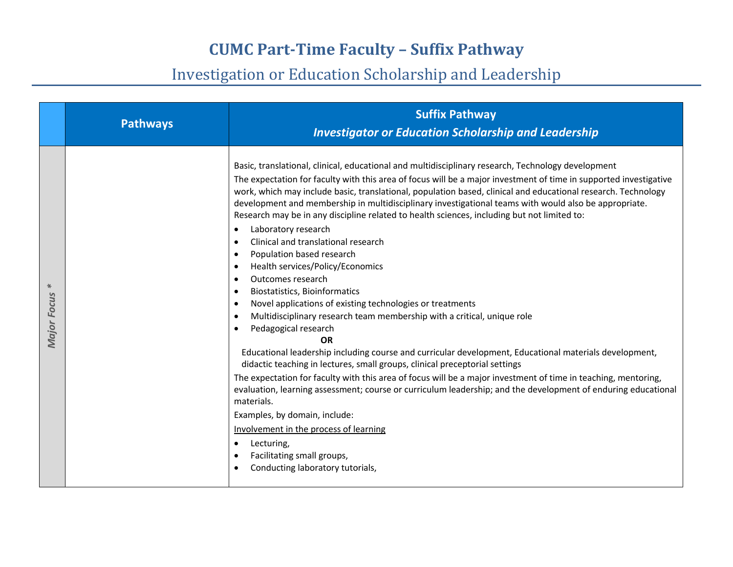# CUMC Part-Time Faculty – Suffix Pathway

## Investigation or Education Scholarship and Leadership

| | Pathways | Suffix Pathway<br>*Investigator or Education Scholarship and Leadership* |
|---|---|---|
| *Major Focus ** | | Basic, translational, clinical, educational and multidisciplinary research, Technology development<br>The expectation for faculty with this area of focus will be a major investment of time in supported investigative work, which may include basic, translational, population based, clinical and educational research. Technology development and membership in multidisciplinary investigational teams with would also be appropriate. Research may be in any discipline related to health sciences, including but not limited to:<br>• Laboratory research<br>• Clinical and translational research<br>• Population based research<br>• Health services/Policy/Economics<br>• Outcomes research<br>• Biostatistics, Bioinformatics<br>• Novel applications of existing technologies or treatments<br>• Multidisciplinary research team membership with a critical, unique role<br>• Pedagogical research<br>**OR**<br>Educational leadership including course and curricular development, Educational materials development, didactic teaching in lectures, small groups, clinical preceptorial settings<br>The expectation for faculty with this area of focus will be a major investment of time in teaching, mentoring, evaluation, learning assessment; course or curriculum leadership; and the development of enduring educational materials.<br>Examples, by domain, include:<br><u>Involvement in the process of learning</u><br>• Lecturing,<br>• Facilitating small groups,<br>• Conducting laboratory tutorials, |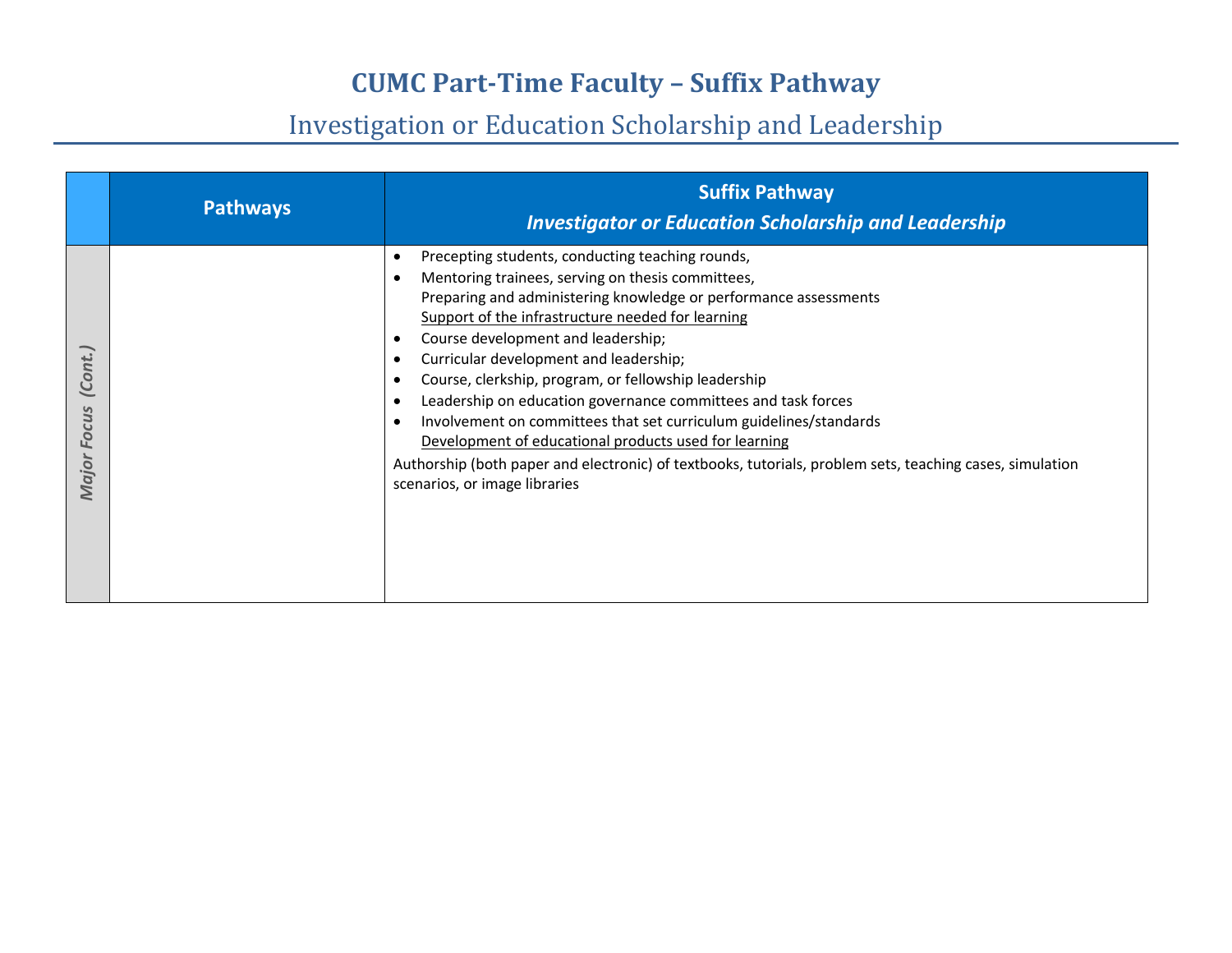# CUMC Part-Time Faculty – Suffix Pathway

## Investigation or Education Scholarship and Leadership

| | Pathways | Suffix Pathway<br>*Investigator or Education Scholarship and Leadership* |
|---|---|---|
| *Major Focus (Cont.)* | | • Precepting students, conducting teaching rounds,<br>• Mentoring trainees, serving on thesis committees,<br>Preparing and administering knowledge or performance assessments<br><u>Support of the infrastructure needed for learning</u><br>• Course development and leadership;<br>• Curricular development and leadership;<br>• Course, clerkship, program, or fellowship leadership<br>• Leadership on education governance committees and task forces<br>• Involvement on committees that set curriculum guidelines/standards<br><u>Development of educational products used for learning</u><br>Authorship (both paper and electronic) of textbooks, tutorials, problem sets, teaching cases, simulation scenarios, or image libraries |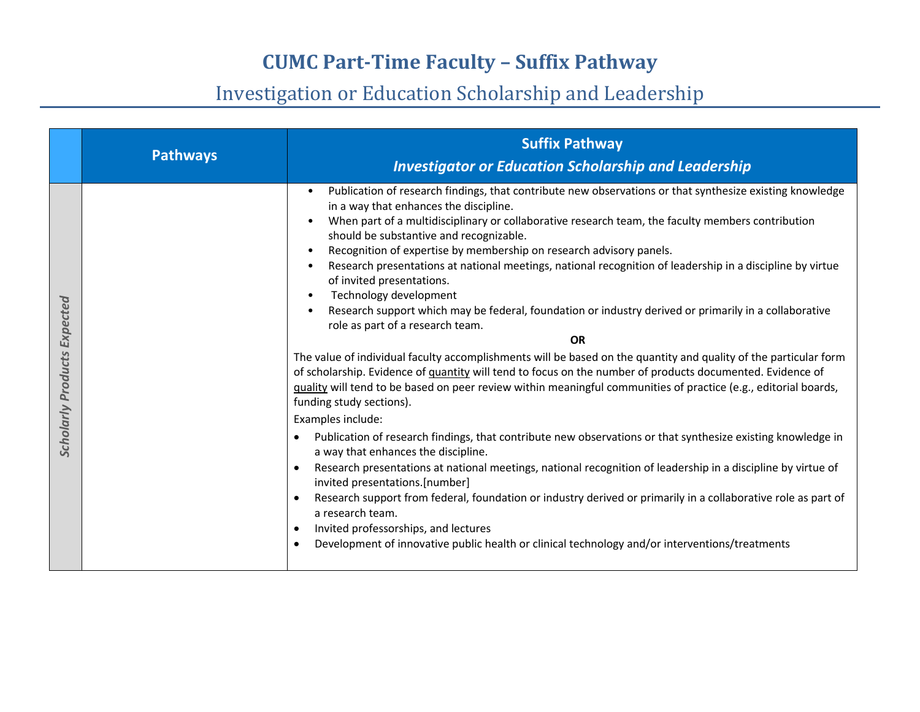# CUMC Part-Time Faculty – Suffix Pathway

## Investigation or Education Scholarship and Leadership

| | Pathways | Suffix Pathway<br>*Investigator or Education Scholarship and Leadership* |
|---|---|---|
| *Scholarly Products Expected* | | • Publication of research findings, that contribute new observations or that synthesize existing knowledge in a way that enhances the discipline.<br>• When part of a multidisciplinary or collaborative research team, the faculty members contribution should be substantive and recognizable.<br>• Recognition of expertise by membership on research advisory panels.<br>• Research presentations at national meetings, national recognition of leadership in a discipline by virtue of invited presentations.<br>• Technology development<br>• Research support which may be federal, foundation or industry derived or primarily in a collaborative role as part of a research team.<br>**OR**<br>The value of individual faculty accomplishments will be based on the quantity and quality of the particular form of scholarship. Evidence of quantity will tend to focus on the number of products documented. Evidence of quality will tend to be based on peer review within meaningful communities of practice (e.g., editorial boards, funding study sections).<br>Examples include:<br>• Publication of research findings, that contribute new observations or that synthesize existing knowledge in a way that enhances the discipline.<br>• Research presentations at national meetings, national recognition of leadership in a discipline by virtue of invited presentations.[number]<br>• Research support from federal, foundation or industry derived or primarily in a collaborative role as part of a research team.<br>• Invited professorships, and lectures<br>• Development of innovative public health or clinical technology and/or interventions/treatments |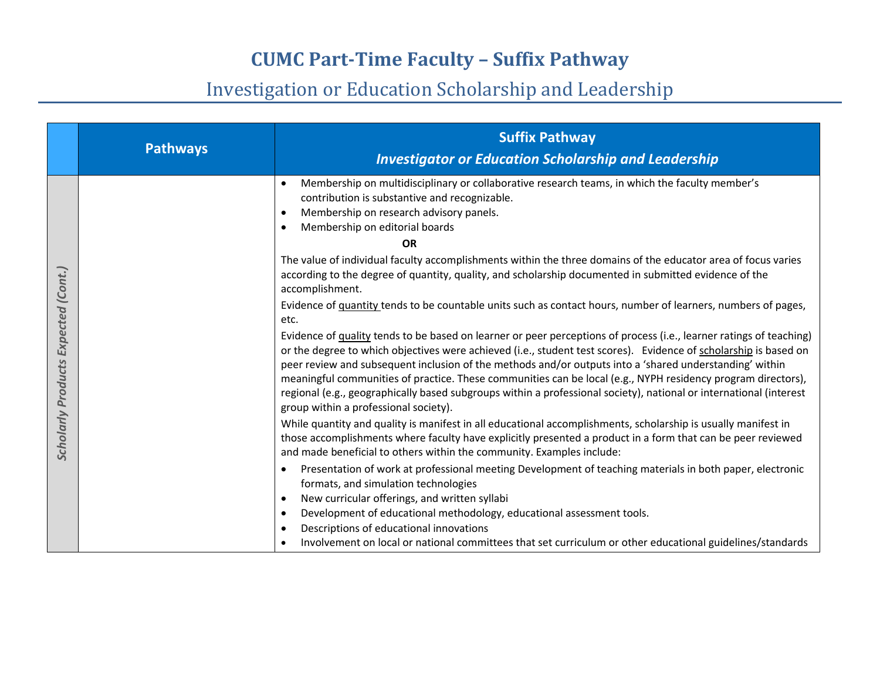# CUMC Part-Time Faculty – Suffix Pathway

## Investigation or Education Scholarship and Leadership

| | Pathways | Suffix Pathway<br>*Investigator or Education Scholarship and Leadership* |
|---|---|---|
| *Scholarly Products Expected (Cont.)* | | • Membership on multidisciplinary or collaborative research teams, in which the faculty member's contribution is substantive and recognizable.<br>• Membership on research advisory panels.<br>• Membership on editorial boards<br>**OR**<br>The value of individual faculty accomplishments within the three domains of the educator area of focus varies according to the degree of quantity, quality, and scholarship documented in submitted evidence of the accomplishment.<br>Evidence of <u>quantity</u> tends to be countable units such as contact hours, number of learners, numbers of pages, etc.<br>Evidence of <u>quality</u> tends to be based on learner or peer perceptions of process (i.e., learner ratings of teaching) or the degree to which objectives were achieved (i.e., student test scores). Evidence of <u>scholarship</u> is based on peer review and subsequent inclusion of the methods and/or outputs into a 'shared understanding' within meaningful communities of practice. These communities can be local (e.g., NYPH residency program directors), regional (e.g., geographically based subgroups within a professional society), national or international (interest group within a professional society).<br>While quantity and quality is manifest in all educational accomplishments, scholarship is usually manifest in those accomplishments where faculty have explicitly presented a product in a form that can be peer reviewed and made beneficial to others within the community. Examples include:<br>• Presentation of work at professional meeting Development of teaching materials in both paper, electronic formats, and simulation technologies<br>• New curricular offerings, and written syllabi<br>• Development of educational methodology, educational assessment tools.<br>• Descriptions of educational innovations<br>• Involvement on local or national committees that set curriculum or other educational guidelines/standards |